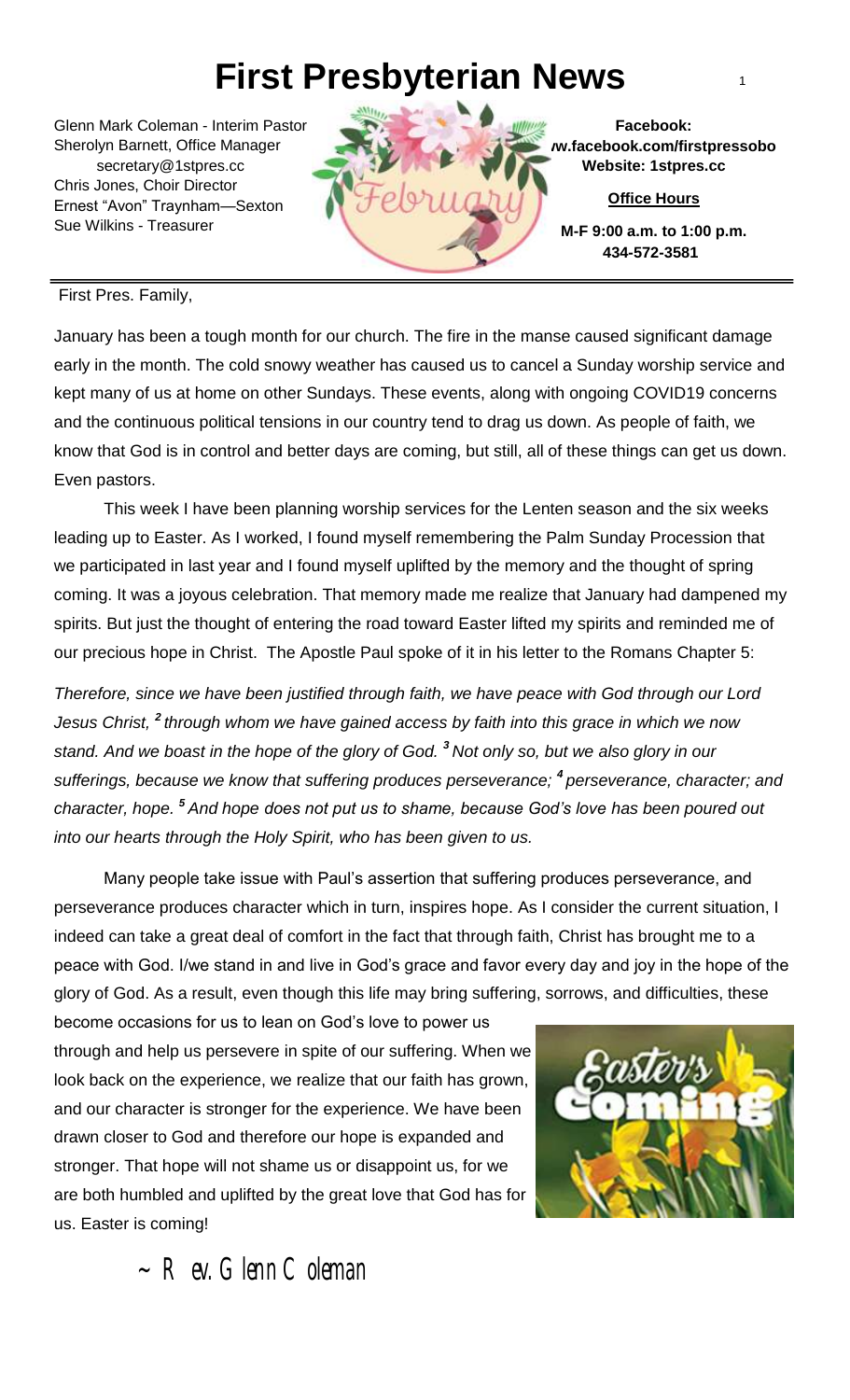# First Presbyterian News

Glenn Mark Coleman - Interim Pastor
Sherolyn Barnett, Office Manager
secretary@1stpres.cc
Chris Jones, Choir Director
Ernest "Avon" Traynham—Sexton
Sue Wilkins - Treasurer

**Facebook:**
**w.facebook.com/firstpressobo**
**Website: 1stpres.cc**

**Office Hours**

**M-F 9:00 a.m. to 1:00 p.m.**
**434-572-3581**

First Pres. Family,

January has been a tough month for our church. The fire in the manse caused significant damage early in the month. The cold snowy weather has caused us to cancel a Sunday worship service and kept many of us at home on other Sundays. These events, along with ongoing COVID19 concerns and the continuous political tensions in our country tend to drag us down. As people of faith, we know that God is in control and better days are coming, but still, all of these things can get us down. Even pastors.

This week I have been planning worship services for the Lenten season and the six weeks leading up to Easter. As I worked, I found myself remembering the Palm Sunday Procession that we participated in last year and I found myself uplifted by the memory and the thought of spring coming. It was a joyous celebration. That memory made me realize that January had dampened my spirits. But just the thought of entering the road toward Easter lifted my spirits and reminded me of our precious hope in Christ. The Apostle Paul spoke of it in his letter to the Romans Chapter 5:

*Therefore, since we have been justified through faith, we have peace with God through our Lord Jesus Christ, **2** through whom we have gained access by faith into this grace in which we now stand. And we boast in the hope of the glory of God. **3** Not only so, but we also glory in our sufferings, because we know that suffering produces perseverance; **4** perseverance, character; and character, hope. **5** And hope does not put us to shame, because God's love has been poured out into our hearts through the Holy Spirit, who has been given to us.*

Many people take issue with Paul's assertion that suffering produces perseverance, and perseverance produces character which in turn, inspires hope. As I consider the current situation, I indeed can take a great deal of comfort in the fact that through faith, Christ has brought me to a peace with God. I/we stand in and live in God's grace and favor every day and joy in the hope of the glory of God. As a result, even though this life may bring suffering, sorrows, and difficulties, these become occasions for us to lean on God's love to power us through and help us persevere in spite of our suffering. When we look back on the experience, we realize that our faith has grown, and our character is stronger for the experience. We have been drawn closer to God and therefore our hope is expanded and stronger. That hope will not shame us or disappoint us, for we are both humbled and uplifted by the great love that God has for us. Easter is coming!

~ Rev. Glenn Coleman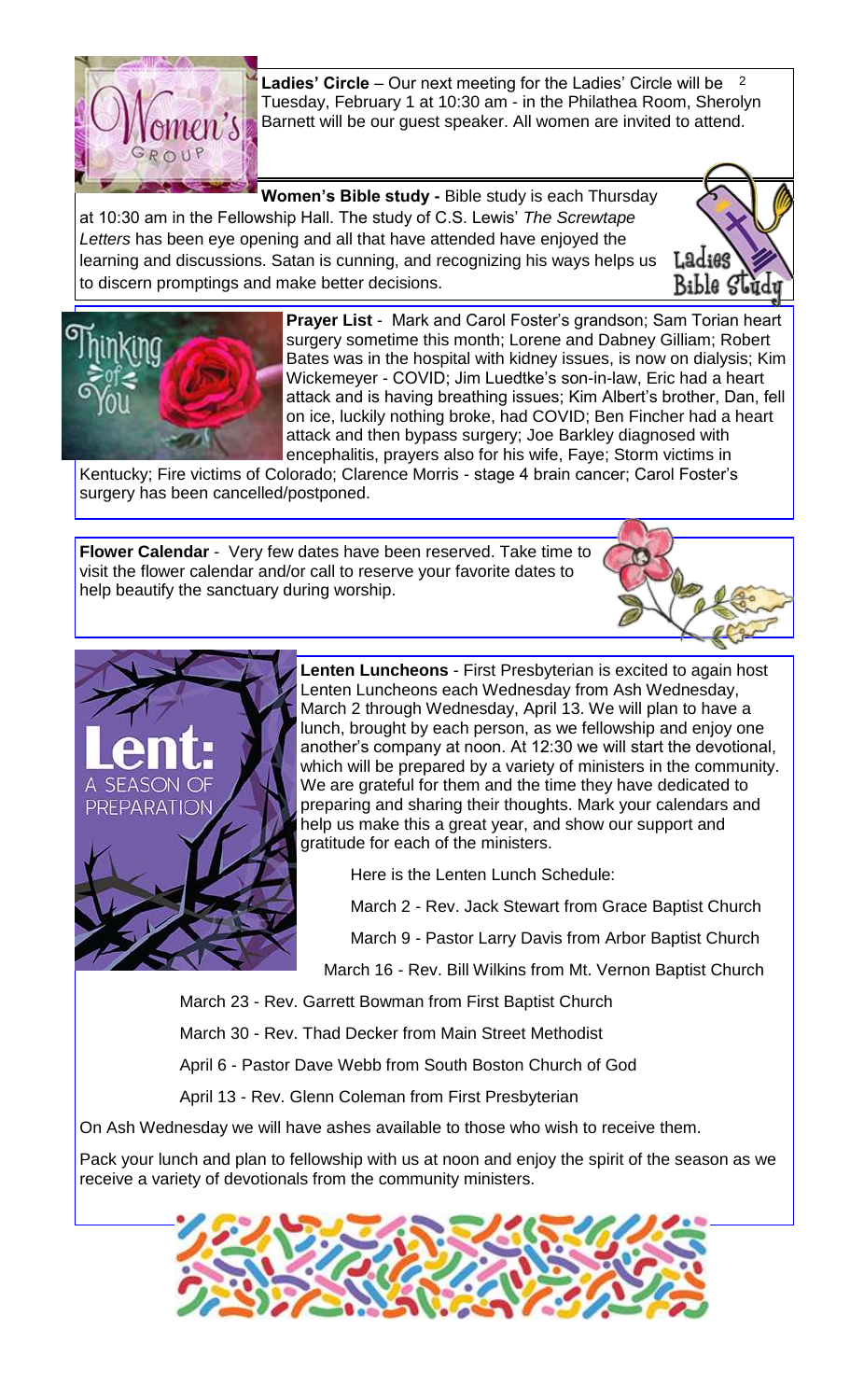**Ladies' Circle** – Our next meeting for the Ladies' Circle will be Tuesday, February 1 at 10:30 am - in the Philathea Room, Sherolyn Barnett will be our guest speaker. All women are invited to attend.

**Women's Bible study -** Bible study is each Thursday at 10:30 am in the Fellowship Hall. The study of C.S. Lewis' *The Screwtape Letters* has been eye opening and all that have attended have enjoyed the learning and discussions. Satan is cunning, and recognizing his ways helps us to discern promptings and make better decisions.

**Prayer List** - Mark and Carol Foster's grandson; Sam Torian heart surgery sometime this month; Lorene and Dabney Gilliam; Robert Bates was in the hospital with kidney issues, is now on dialysis; Kim Wickemeyer - COVID; Jim Luedtke's son-in-law, Eric had a heart attack and is having breathing issues; Kim Albert's brother, Dan, fell on ice, luckily nothing broke, had COVID; Ben Fincher had a heart attack and then bypass surgery; Joe Barkley diagnosed with encephalitis, prayers also for his wife, Faye; Storm victims in Kentucky; Fire victims of Colorado; Clarence Morris - stage 4 brain cancer; Carol Foster's surgery has been cancelled/postponed.

**Flower Calendar** - Very few dates have been reserved. Take time to visit the flower calendar and/or call to reserve your favorite dates to help beautify the sanctuary during worship.

**Lenten Luncheons** - First Presbyterian is excited to again host Lenten Luncheons each Wednesday from Ash Wednesday, March 2 through Wednesday, April 13. We will plan to have a lunch, brought by each person, as we fellowship and enjoy one another's company at noon. At 12:30 we will start the devotional, which will be prepared by a variety of ministers in the community. We are grateful for them and the time they have dedicated to preparing and sharing their thoughts. Mark your calendars and help us make this a great year, and show our support and gratitude for each of the ministers.

Here is the Lenten Lunch Schedule:

March 2 - Rev. Jack Stewart from Grace Baptist Church

March 9 - Pastor Larry Davis from Arbor Baptist Church

March 16 - Rev. Bill Wilkins from Mt. Vernon Baptist Church

March 23 - Rev. Garrett Bowman from First Baptist Church

March 30 - Rev. Thad Decker from Main Street Methodist

April 6 - Pastor Dave Webb from South Boston Church of God

April 13 - Rev. Glenn Coleman from First Presbyterian

On Ash Wednesday we will have ashes available to those who wish to receive them.

Pack your lunch and plan to fellowship with us at noon and enjoy the spirit of the season as we receive a variety of devotionals from the community ministers.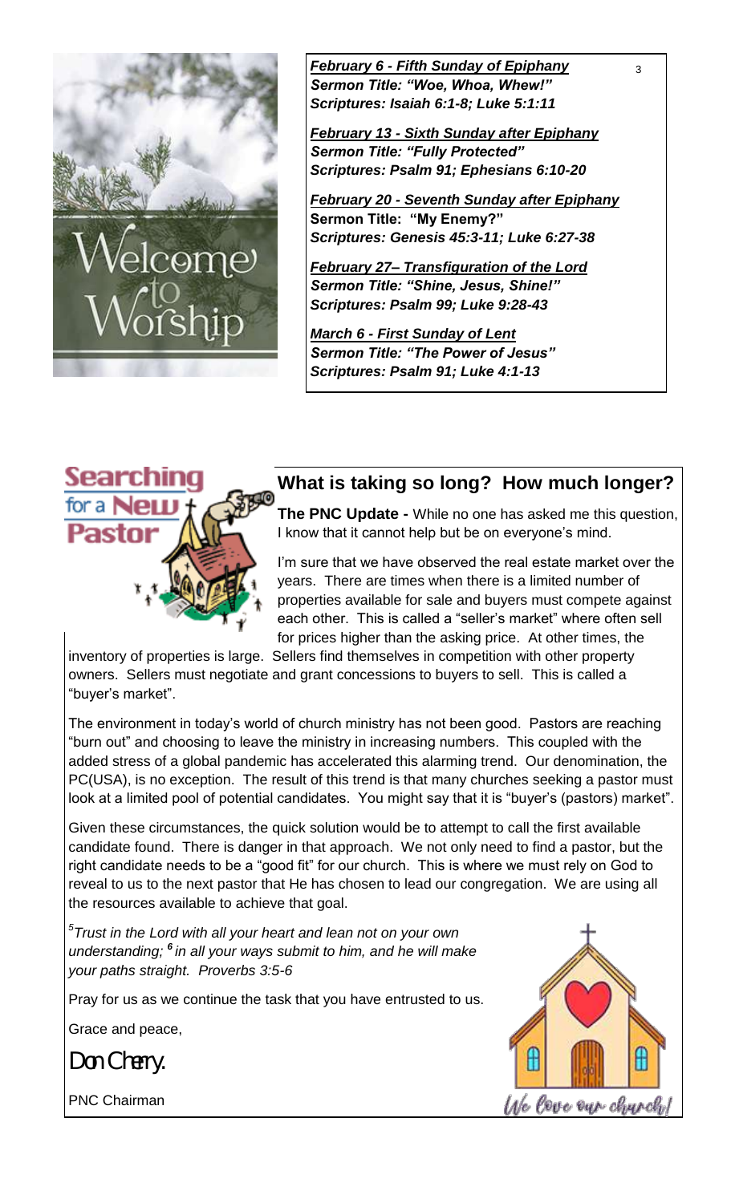***February 6 - Fifth Sunday of Epiphany***
***Sermon Title: "Woe, Whoa, Whew!"***
***Scriptures: Isaiah 6:1-8; Luke 5:1:11***

***February 13 - Sixth Sunday after Epiphany***
***Sermon Title: "Fully Protected"***
***Scriptures: Psalm 91; Ephesians 6:10-20***

***February 20 - Seventh Sunday after Epiphany***
**Sermon Title: "My Enemy?"**
***Scriptures: Genesis 45:3-11; Luke 6:27-38***

***February 27– Transfiguration of the Lord***
***Sermon Title: "Shine, Jesus, Shine!"***
***Scriptures: Psalm 99; Luke 9:28-43***

***March 6 - First Sunday of Lent***
***Sermon Title: "The Power of Jesus"***
***Scriptures: Psalm 91; Luke 4:1-13***

## What is taking so long? How much longer?

**The PNC Update -** While no one has asked me this question, I know that it cannot help but be on everyone's mind.

I'm sure that we have observed the real estate market over the years. There are times when there is a limited number of properties available for sale and buyers must compete against each other. This is called a "seller's market" where often sell for prices higher than the asking price. At other times, the inventory of properties is large. Sellers find themselves in competition with other property owners. Sellers must negotiate and grant concessions to buyers to sell. This is called a "buyer's market".

The environment in today's world of church ministry has not been good. Pastors are reaching "burn out" and choosing to leave the ministry in increasing numbers. This coupled with the added stress of a global pandemic has accelerated this alarming trend. Our denomination, the PC(USA), is no exception. The result of this trend is that many churches seeking a pastor must look at a limited pool of potential candidates. You might say that it is "buyer's (pastors) market".

Given these circumstances, the quick solution would be to attempt to call the first available candidate found. There is danger in that approach. We not only need to find a pastor, but the right candidate needs to be a "good fit" for our church. This is where we must rely on God to reveal to us to the next pastor that He has chosen to lead our congregation. We are using all the resources available to achieve that goal.

*[5]Trust in the Lord with all your heart and lean not on your own understanding; [6] in all your ways submit to him, and he will make your paths straight. Proverbs 3:5-6*

Pray for us as we continue the task that you have entrusted to us.

Grace and peace,

Don Cherry.

PNC Chairman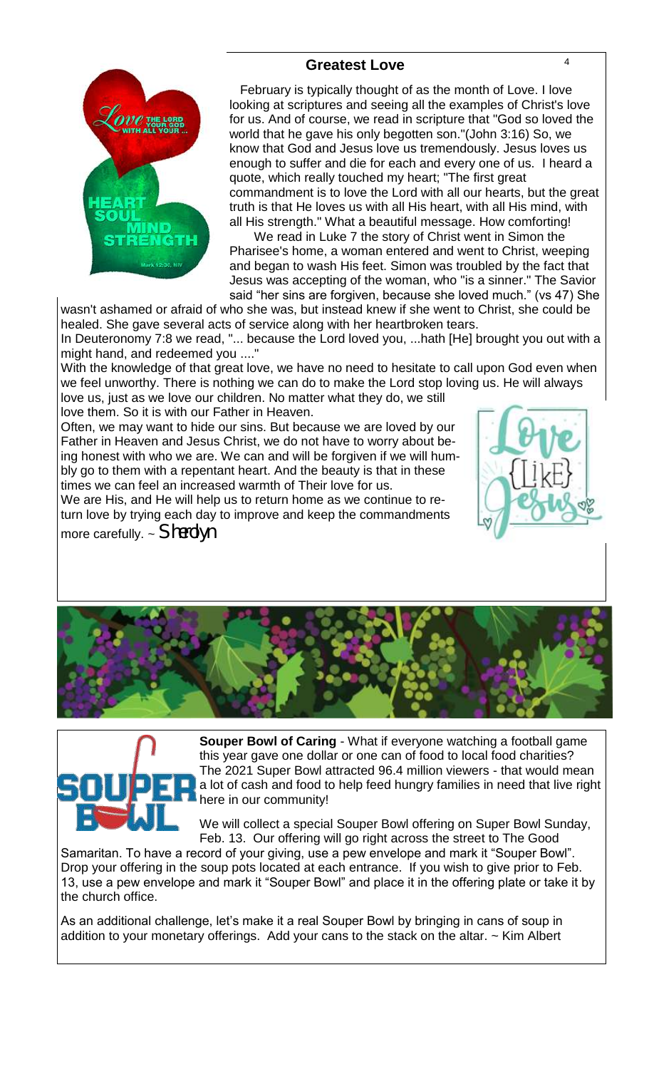## Greatest Love

February is typically thought of as the month of Love. I love looking at scriptures and seeing all the examples of Christ's love for us. And of course, we read in scripture that "God so loved the world that he gave his only begotten son."(John 3:16) So, we know that God and Jesus love us tremendously. Jesus loves us enough to suffer and die for each and every one of us. I heard a quote, which really touched my heart; "The first great commandment is to love the Lord with all our hearts, but the great truth is that He loves us with all His heart, with all His mind, with all His strength." What a beautiful message. How comforting!

We read in Luke 7 the story of Christ went in Simon the Pharisee's home, a woman entered and went to Christ, weeping and began to wash His feet. Simon was troubled by the fact that Jesus was accepting of the woman, who "is a sinner." The Savior said "her sins are forgiven, because she loved much." (vs 47) She wasn't ashamed or afraid of who she was, but instead knew if she went to Christ, she could be healed. She gave several acts of service along with her heartbroken tears.

In Deuteronomy 7:8 we read, "... because the Lord loved you, ...hath [He] brought you out with a might hand, and redeemed you ...."

With the knowledge of that great love, we have no need to hesitate to call upon God even when we feel unworthy. There is nothing we can do to make the Lord stop loving us. He will always love us, just as we love our children. No matter what they do, we still love them. So it is with our Father in Heaven.

Often, we may want to hide our sins. But because we are loved by our Father in Heaven and Jesus Christ, we do not have to worry about being honest with who we are. We can and will be forgiven if we will humbly go to them with a repentant heart. And the beauty is that in these times we can feel an increased warmth of Their love for us.

We are His, and He will help us to return home as we continue to return love by trying each day to improve and keep the commandments more carefully. ~ *Sherdyn*

**Souper Bowl of Caring** - What if everyone watching a football game this year gave one dollar or one can of food to local food charities? The 2021 Super Bowl attracted 96.4 million viewers - that would mean a lot of cash and food to help feed hungry families in need that live right here in our community!

We will collect a special Souper Bowl offering on Super Bowl Sunday, Feb. 13. Our offering will go right across the street to The Good Samaritan. To have a record of your giving, use a pew envelope and mark it "Souper Bowl". Drop your offering in the soup pots located at each entrance. If you wish to give prior to Feb. 13, use a pew envelope and mark it "Souper Bowl" and place it in the offering plate or take it by the church office.

As an additional challenge, let's make it a real Souper Bowl by bringing in cans of soup in addition to your monetary offerings. Add your cans to the stack on the altar. ~ Kim Albert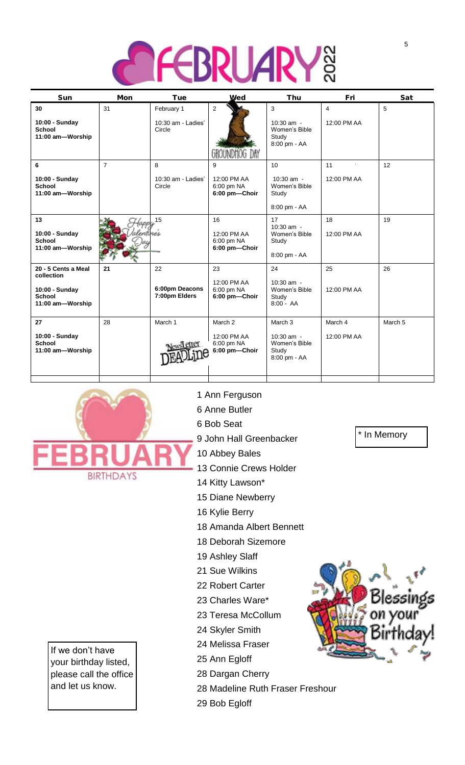# FEBRUARY 2022

| Sun | Mon | Tue | Wed | Thu | Fri | Sat |
|---|---|---|---|---|---|---|
| 30<br>10:00 - Sunday School<br>11:00 am—Worship | 31 | February 1<br>10:30 am - Ladies' Circle | 2<br>GROUNDHOG DAY | 3<br>10:30 am - Women's Bible Study<br>8:00 pm - AA | 4<br>12:00 PM AA | 5 |
| 6<br>10:00 - Sunday School<br>11:00 am—Worship | 7 | 8<br>10:30 am - Ladies' Circle | 9<br>12:00 PM AA<br>6:00 pm NA<br>6:00 pm—Choir | 10<br>10:30 am - Women's Bible Study<br>8:00 pm - AA | 11<br>12:00 PM AA | 12 |
| 13<br>10:00 - Sunday School<br>11:00 am—Worship | Happy Valentine's Day | 15 | 16<br>12:00 PM AA<br>6:00 pm NA<br>6:00 pm—Choir | 17<br>10:30 am - Women's Bible Study<br>8:00 pm - AA | 18<br>12:00 PM AA | 19 |
| 20 - 5 Cents a Meal collection<br>10:00 - Sunday School<br>11:00 am—Worship | 21 | 22<br>6:00pm Deacons<br>7:00pm Elders | 23<br>12:00 PM AA<br>6:00 pm NA<br>6:00 pm—Choir | 24<br>10:30 am - Women's Bible Study<br>8:00 - AA | 25<br>12:00 PM AA | 26 |
| 27<br>10:00 - Sunday School<br>11:00 am—Worship | 28 | March 1<br>NewsLetter DEADLine | March 2<br>12:00 PM AA<br>6:00 pm NA<br>6:00 pm—Choir | March 3<br>10:30 am - Women's Bible Study<br>8:00 pm - AA | March 4<br>12:00 PM AA | March 5 |

## FEBRUARY BIRTHDAYS

1 Ann Ferguson
6 Anne Butler
6 Bob Seat
9 John Hall Greenbacker
10 Abbey Bales
13 Connie Crews Holder
14 Kitty Lawson*
15 Diane Newberry
16 Kylie Berry
18 Amanda Albert Bennett
18 Deborah Sizemore
19 Ashley Slaff
21 Sue Wilkins
22 Robert Carter
23 Charles Ware*
23 Teresa McCollum
24 Skyler Smith
24 Melissa Fraser
25 Ann Egloff
28 Dargan Cherry
28 Madeline Ruth Fraser Freshour
29 Bob Egloff

* In Memory

Blessings on your Birthday!

If we don't have your birthday listed, please call the office and let us know.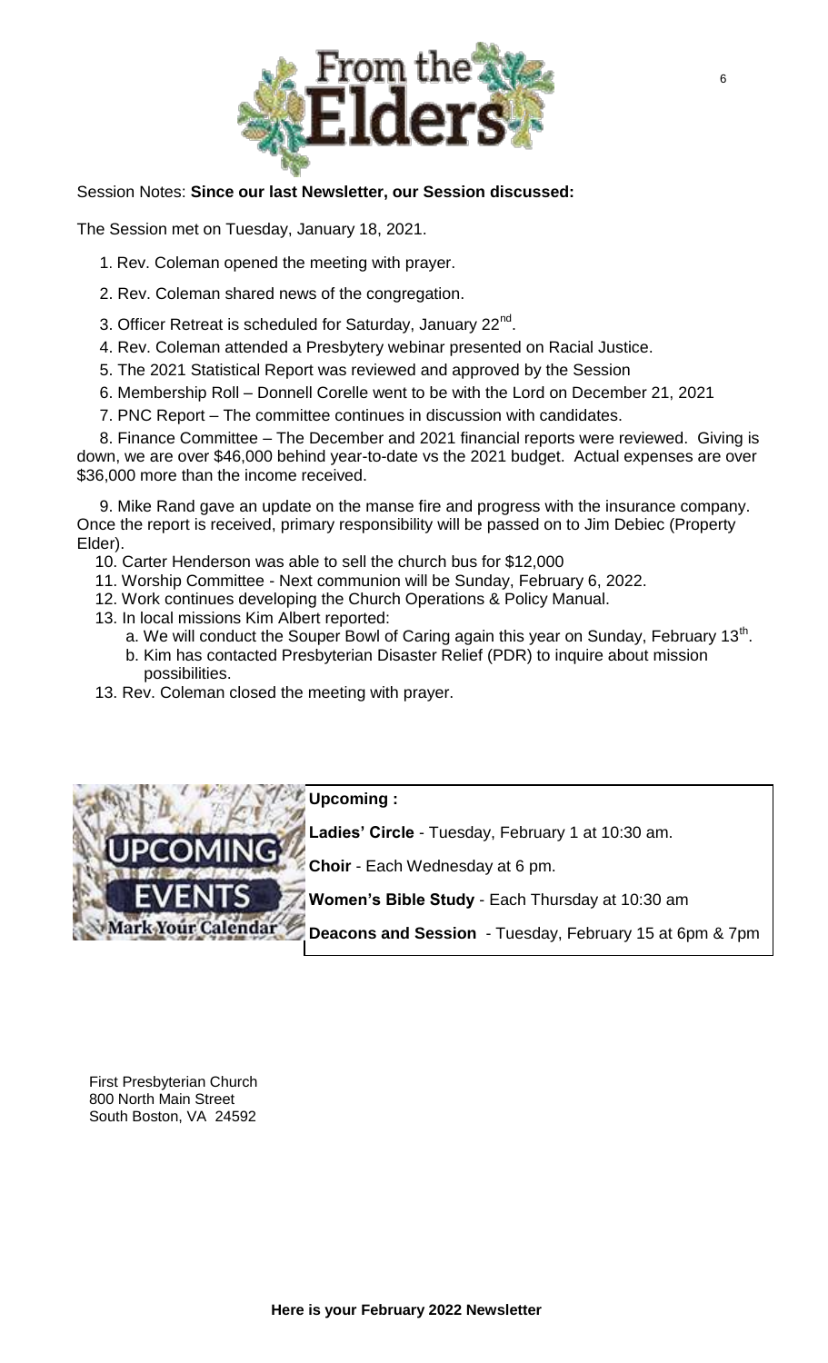# From the Elders

Session Notes: **Since our last Newsletter, our Session discussed:**

The Session met on Tuesday, January 18, 2021.

1. Rev. Coleman opened the meeting with prayer.
2. Rev. Coleman shared news of the congregation.
3. Officer Retreat is scheduled for Saturday, January 22nd.
4. Rev. Coleman attended a Presbytery webinar presented on Racial Justice.
5. The 2021 Statistical Report was reviewed and approved by the Session
6. Membership Roll – Donnell Corelle went to be with the Lord on December 21, 2021
7. PNC Report – The committee continues in discussion with candidates.
8. Finance Committee – The December and 2021 financial reports were reviewed. Giving is down, we are over $46,000 behind year-to-date vs the 2021 budget. Actual expenses are over $36,000 more than the income received.
9. Mike Rand gave an update on the manse fire and progress with the insurance company. Once the report is received, primary responsibility will be passed on to Jim Debiec (Property Elder).
10. Carter Henderson was able to sell the church bus for $12,000
11. Worship Committee - Next communion will be Sunday, February 6, 2022.
12. Work continues developing the Church Operations & Policy Manual.
13. In local missions Kim Albert reported:
    a. We will conduct the Souper Bowl of Caring again this year on Sunday, February 13th.
    b. Kim has contacted Presbyterian Disaster Relief (PDR) to inquire about mission possibilities.

13. Rev. Coleman closed the meeting with prayer.

UPCOMING EVENTS
Mark Your Calendar

**Upcoming :**

**Ladies' Circle** - Tuesday, February 1 at 10:30 am.

**Choir** - Each Wednesday at 6 pm.

**Women's Bible Study** - Each Thursday at 10:30 am

**Deacons and Session** - Tuesday, February 15 at 6pm & 7pm

First Presbyterian Church
800 North Main Street
South Boston, VA 24592

**Here is your February 2022 Newsletter**